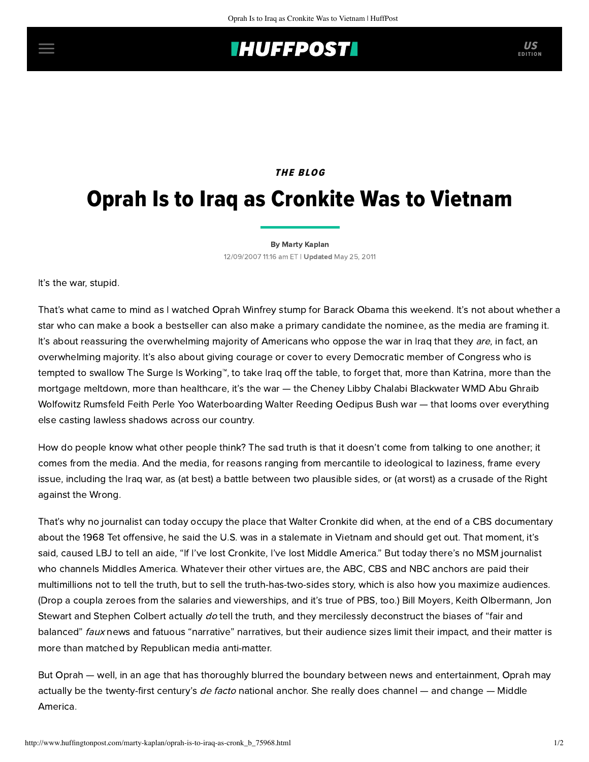*THE BLOG*

# Oprah Is to Iraq as Cronkite Was to Vietnam

By Marty Kaplan

12/09/2007 11:16 am ET | **Updated** May 25, 2011

It's the war, stupid.

That's what came to mind as I watched Oprah Winfrey stump for Barack Obama this weekend. It's not about whether a star who can make a book a bestseller can also make a primary candidate the nominee, as the media are framing it. It's about reassuring the overwhelming majority of Americans who oppose the war in Iraq that they *are*, in fact, an overwhelming majority. It's also about giving courage or cover to every Democratic member of Congress who is tempted to swallow The Surge Is Working™, to take Iraq off the table, to forget that, more than Katrina, more than the mortgage meltdown, more than healthcare, it's the war — the Cheney Libby Chalabi Blackwater WMD Abu Ghraib Wolfowitz Rumsfeld Feith Perle Yoo Waterboarding Walter Reeding Oedipus Bush war — that looms over everything else casting lawless shadows across our country.

How do people know what other people think? The sad truth is that it doesn't come from talking to one another; it comes from the media. And the media, for reasons ranging from mercantile to ideological to laziness, frame every issue, including the Iraq war, as (at best) a battle between two plausible sides, or (at worst) as a crusade of the Right against the Wrong.

That's why no journalist can today occupy the place that Walter Cronkite did when, at the end of a CBS documentary about the 1968 Tet offensive, he said the U.S. was in a stalemate in Vietnam and should get out. That moment, it's said, caused LBJ to tell an aide, "If I've lost Cronkite, I've lost Middle America." But today there's no MSM journalist who channels Middles America. Whatever their other virtues are, the ABC, CBS and NBC anchors are paid their multimillions not to tell the truth, but to sell the truth-has-two-sides story, which is also how you maximize audiences. (Drop a coupla zeroes from the salaries and viewerships, and it's true of PBS, too.) Bill Moyers, Keith Olbermann, Jon Stewart and Stephen Colbert actually *do* tell the truth, and they mercilessly deconstruct the biases of "fair and balanced" *faux* news and fatuous "narrative" narratives, but their audience sizes limit their impact, and their matter is more than matched by Republican media anti-matter.

But Oprah — well, in an age that has thoroughly blurred the boundary between news and entertainment, Oprah may actually be the twenty-first century's *de facto* national anchor. She really does channel — and change — Middle America.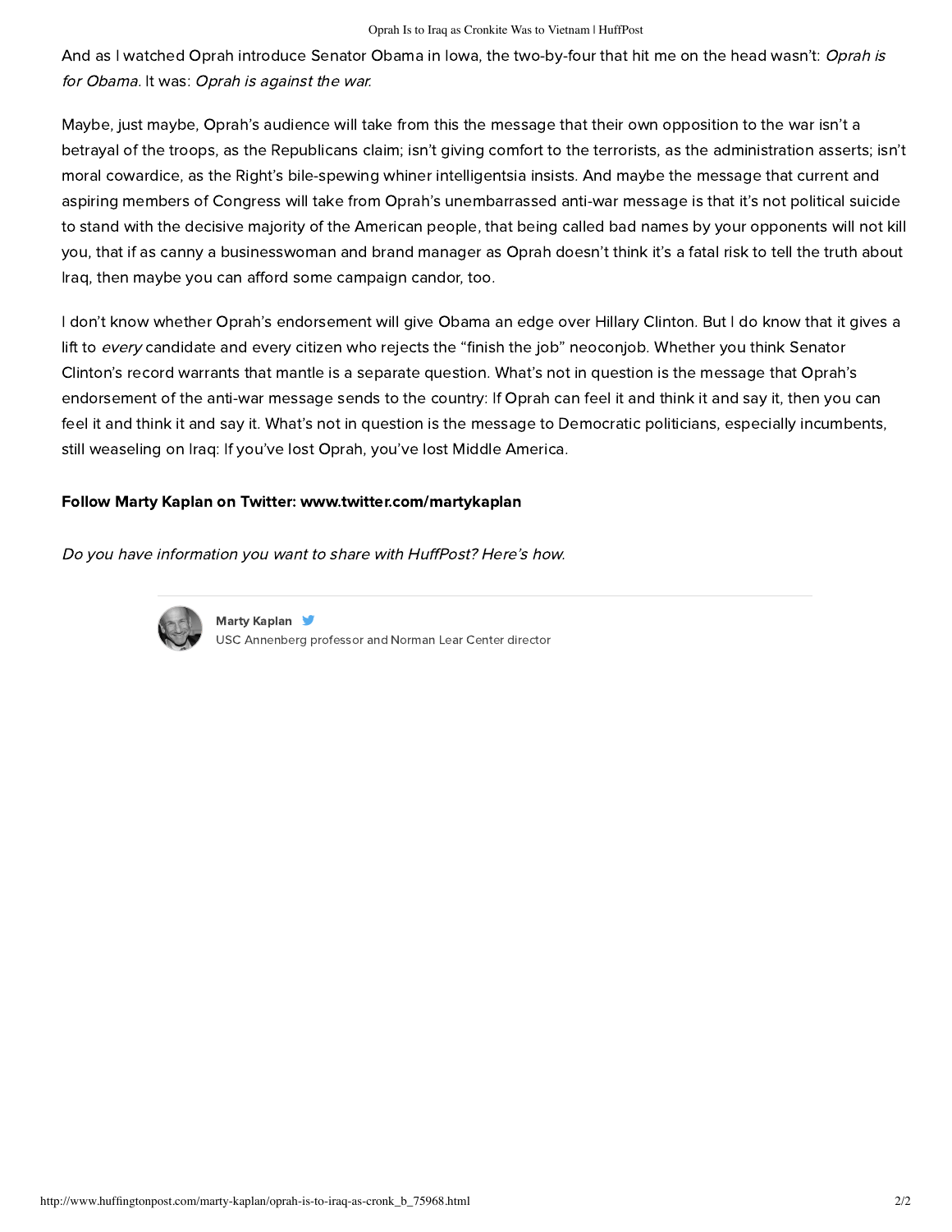And as I watched Oprah introduce Senator Obama in Iowa, the two-by-four that hit me on the head wasn't: *Oprah is for Obama.* It was: *Oprah is against the war.*

Maybe, just maybe, Oprah's audience will take from this the message that their own opposition to the war isn't a betrayal of the troops, as the Republicans claim; isn't giving comfort to the terrorists, as the administration asserts; isn't moral cowardice, as the Right's bile-spewing whiner intelligentsia insists. And maybe the message that current and aspiring members of Congress will take from Oprah's unembarrassed anti-war message is that it's not political suicide to stand with the decisive majority of the American people, that being called bad names by your opponents will not kill you, that if as canny a businesswoman and brand manager as Oprah doesn't think it's a fatal risk to tell the truth about Iraq, then maybe you can afford some campaign candor, too.

I don't know whether Oprah's endorsement will give Obama an edge over Hillary Clinton. But I do know that it gives a lift to *every* candidate and every citizen who rejects the "finish the job" neoconjob. Whether you think Senator Clinton's record warrants that mantle is a separate question. What's not in question is the message that Oprah's endorsement of the anti-war message sends to the country: If Oprah can feel it and think it and say it, then you can feel it and think it and say it. What's not in question is the message to Democratic politicians, especially incumbents, still weaseling on Iraq: If you've lost Oprah, you've lost Middle America.

**Follow Marty Kaplan on Twitter: www.twitter.com/martykaplan**

*Do you have information you want to share with HuffPost? Here's how.*

Marty Kaplan
USC Annenberg professor and Norman Lear Center director